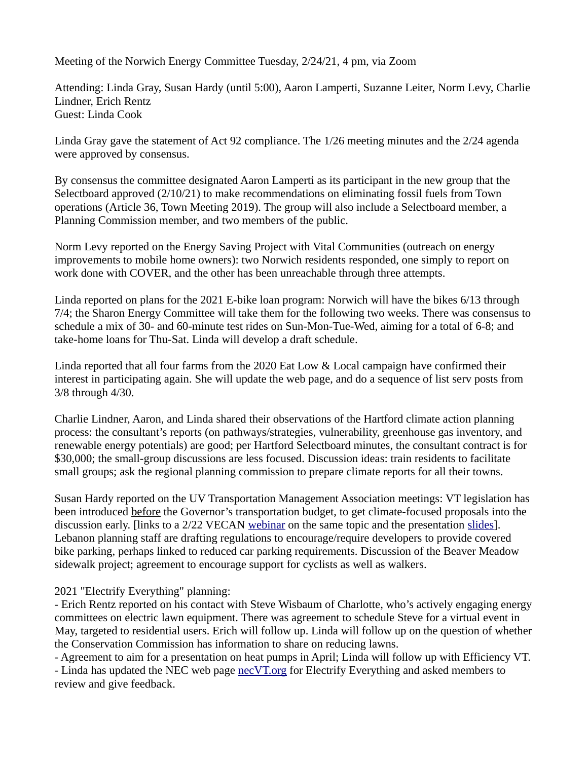Meeting of the Norwich Energy Committee Tuesday, 2/24/21, 4 pm, via Zoom

Attending: Linda Gray, Susan Hardy (until 5:00), Aaron Lamperti, Suzanne Leiter, Norm Levy, Charlie Lindner, Erich Rentz
Guest: Linda Cook

Linda Gray gave the statement of Act 92 compliance. The 1/26 meeting minutes and the 2/24 agenda were approved by consensus.

By consensus the committee designated Aaron Lamperti as its participant in the new group that the Selectboard approved (2/10/21) to make recommendations on eliminating fossil fuels from Town operations (Article 36, Town Meeting 2019). The group will also include a Selectboard member, a Planning Commission member, and two members of the public.

Norm Levy reported on the Energy Saving Project with Vital Communities (outreach on energy improvements to mobile home owners): two Norwich residents responded, one simply to report on work done with COVER, and the other has been unreachable through three attempts.

Linda reported on plans for the 2021 E-bike loan program: Norwich will have the bikes 6/13 through 7/4; the Sharon Energy Committee will take them for the following two weeks. There was consensus to schedule a mix of 30- and 60-minute test rides on Sun-Mon-Tue-Wed, aiming for a total of 6-8; and take-home loans for Thu-Sat. Linda will develop a draft schedule.

Linda reported that all four farms from the 2020 Eat Low & Local campaign have confirmed their interest in participating again. She will update the web page, and do a sequence of list serv posts from 3/8 through 4/30.

Charlie Lindner, Aaron, and Linda shared their observations of the Hartford climate action planning process: the consultant's reports (on pathways/strategies, vulnerability, greenhouse gas inventory, and renewable energy potentials) are good; per Hartford Selectboard minutes, the consultant contract is for $30,000; the small-group discussions are less focused. Discussion ideas: train residents to facilitate small groups; ask the regional planning commission to prepare climate reports for all their towns.

Susan Hardy reported on the UV Transportation Management Association meetings: VT legislation has been introduced before the Governor's transportation budget, to get climate-focused proposals into the discussion early. [links to a 2/22 VECAN webinar on the same topic and the presentation slides]. Lebanon planning staff are drafting regulations to encourage/require developers to provide covered bike parking, perhaps linked to reduced car parking requirements. Discussion of the Beaver Meadow sidewalk project; agreement to encourage support for cyclists as well as walkers.

2021 "Electrify Everything" planning:

- Erich Rentz reported on his contact with Steve Wisbaum of Charlotte, who's actively engaging energy committees on electric lawn equipment. There was agreement to schedule Steve for a virtual event in May, targeted to residential users. Erich will follow up. Linda will follow up on the question of whether the Conservation Commission has information to share on reducing lawns.
- Agreement to aim for a presentation on heat pumps in April; Linda will follow up with Efficiency VT.
- Linda has updated the NEC web page necVT.org for Electrify Everything and asked members to review and give feedback.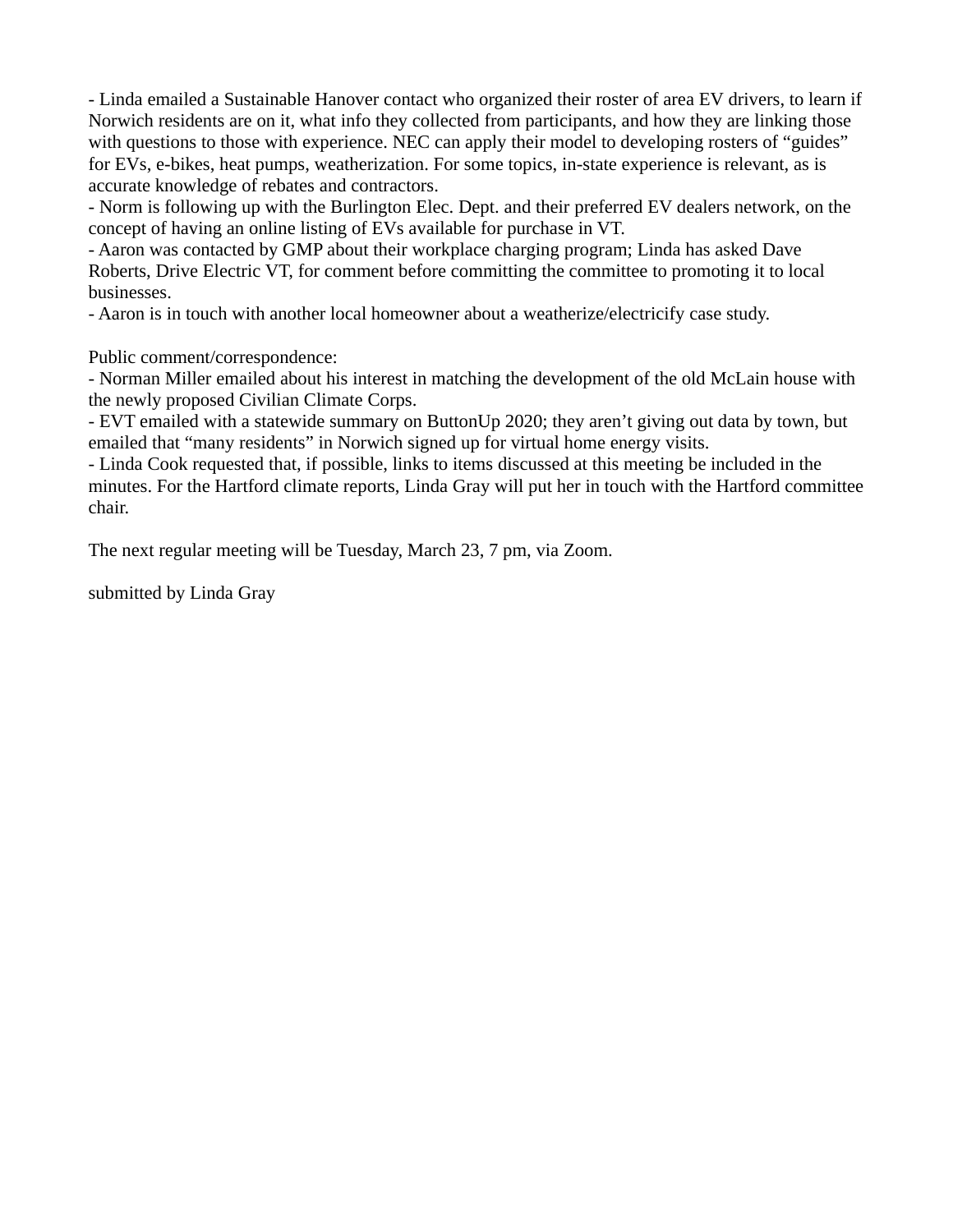- Linda emailed a Sustainable Hanover contact who organized their roster of area EV drivers, to learn if Norwich residents are on it, what info they collected from participants, and how they are linking those with questions to those with experience. NEC can apply their model to developing rosters of "guides" for EVs, e-bikes, heat pumps, weatherization. For some topics, in-state experience is relevant, as is accurate knowledge of rebates and contractors.
- Norm is following up with the Burlington Elec. Dept. and their preferred EV dealers network, on the concept of having an online listing of EVs available for purchase in VT.
- Aaron was contacted by GMP about their workplace charging program; Linda has asked Dave Roberts, Drive Electric VT, for comment before committing the committee to promoting it to local businesses.
- Aaron is in touch with another local homeowner about a weatherize/electricify case study.

Public comment/correspondence:
- Norman Miller emailed about his interest in matching the development of the old McLain house with the newly proposed Civilian Climate Corps.
- EVT emailed with a statewide summary on ButtonUp 2020; they aren't giving out data by town, but emailed that "many residents" in Norwich signed up for virtual home energy visits.
- Linda Cook requested that, if possible, links to items discussed at this meeting be included in the minutes. For the Hartford climate reports, Linda Gray will put her in touch with the Hartford committee chair.

The next regular meeting will be Tuesday, March 23, 7 pm, via Zoom.

submitted by Linda Gray